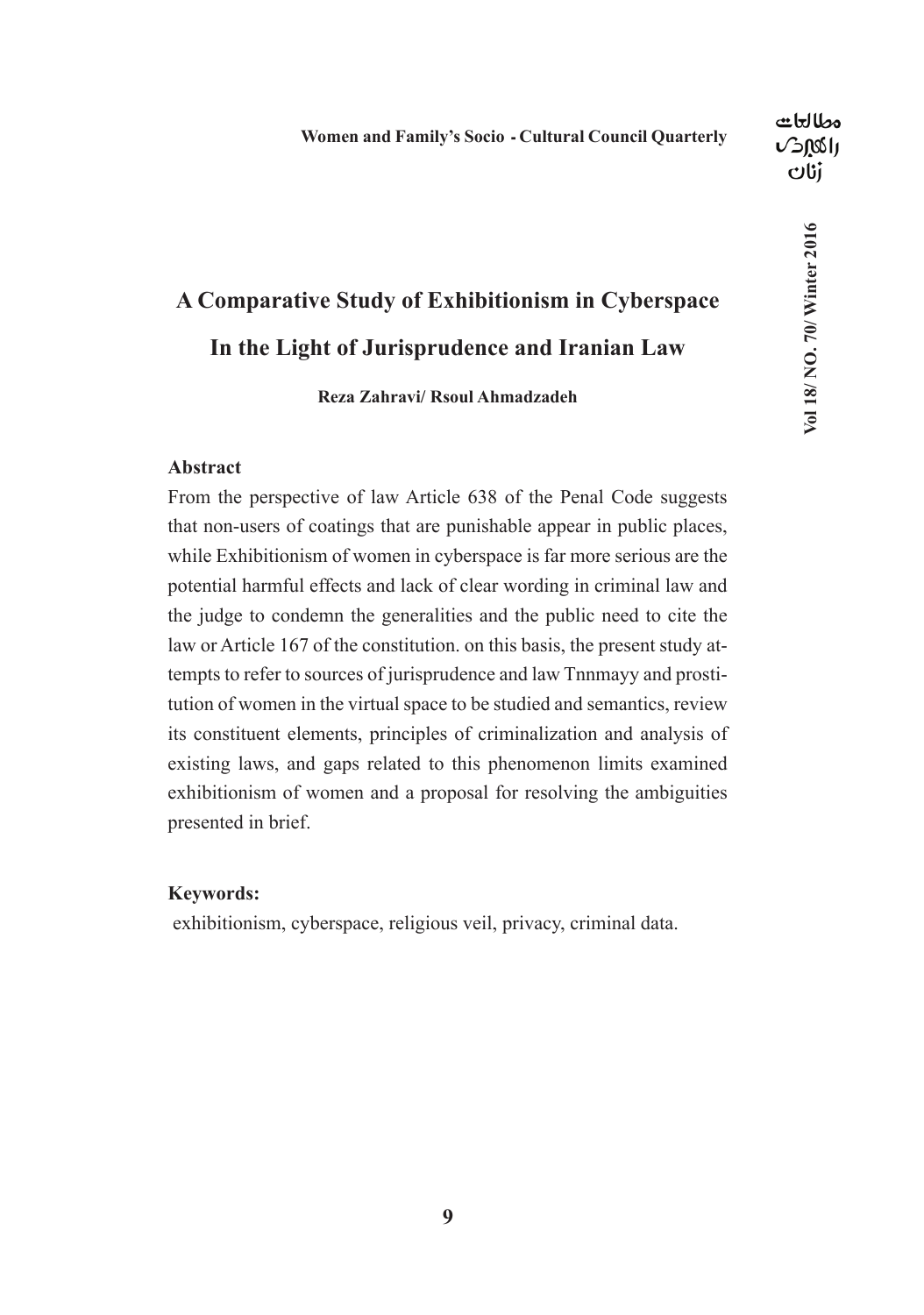# A Comparative Study of Exhibitionism in Cyberspace In the Light of Jurisprudence and Iranian Law

**Reza Zahravi/ Rsoul Ahmadzadeh**

## Abstract

From the perspective of law Article 638 of the Penal Code suggests that non-users of coatings that are punishable appear in public places, while Exhibitionism of women in cyberspace is far more serious are the potential harmful effects and lack of clear wording in criminal law and the judge to condemn the generalities and the public need to cite the law or Article 167 of the constitution. on this basis, the present study attempts to refer to sources of jurisprudence and law Tnnmayy and prostitution of women in the virtual space to be studied and semantics, review its constituent elements, principles of criminalization and analysis of existing laws, and gaps related to this phenomenon limits examined exhibitionism of women and a proposal for resolving the ambiguities presented in brief.

## Keywords:

exhibitionism, cyberspace, religious veil, privacy, criminal data.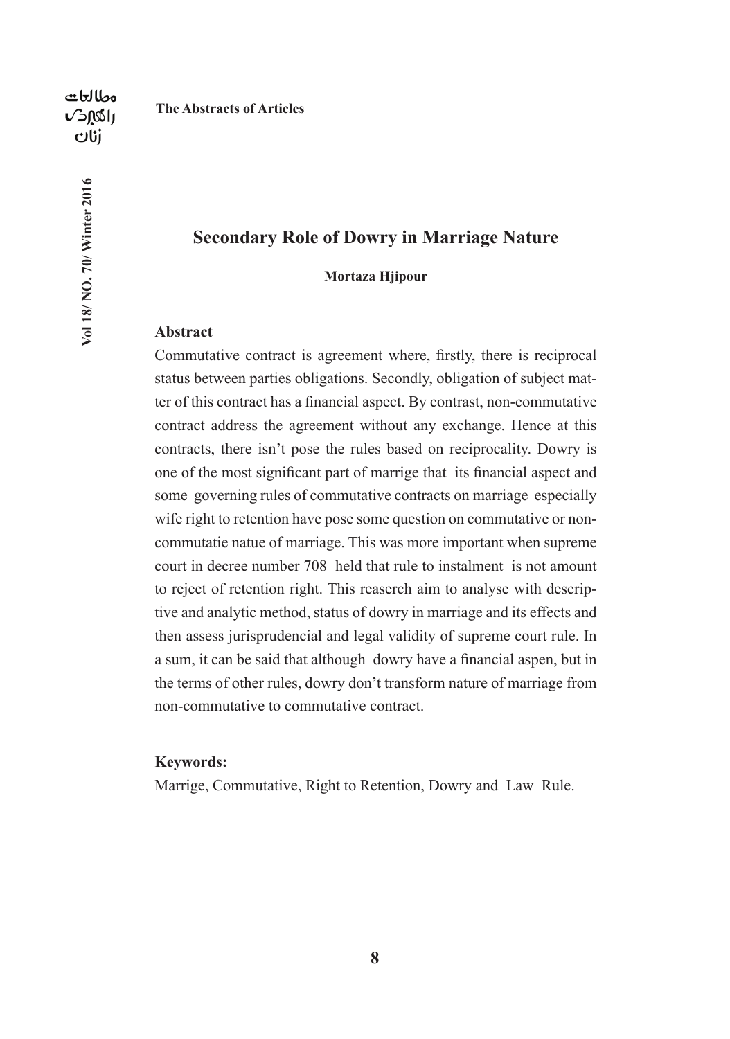## Secondary Role of Dowry in Marriage Nature

**Mortaza Hjipour**

### Abstract

Commutative contract is agreement where, firstly, there is reciprocal status between parties obligations. Secondly, obligation of subject matter of this contract has a financial aspect. By contrast, non-commutative contract address the agreement without any exchange. Hence at this contracts, there isn't pose the rules based on reciprocality. Dowry is one of the most significant part of marrige that its financial aspect and some governing rules of commutative contracts on marriage especially wife right to retention have pose some question on commutative or non-commutatie natue of marriage. This was more important when supreme court in decree number 708 held that rule to instalment is not amount to reject of retention right. This reaserch aim to analyse with descriptive and analytic method, status of dowry in marriage and its effects and then assess jurisprudencial and legal validity of supreme court rule. In a sum, it can be said that although dowry have a financial aspen, but in the terms of other rules, dowry don't transform nature of marriage from non-commutative to commutative contract.

**Keywords:**

Marrige, Commutative, Right to Retention, Dowry and Law Rule.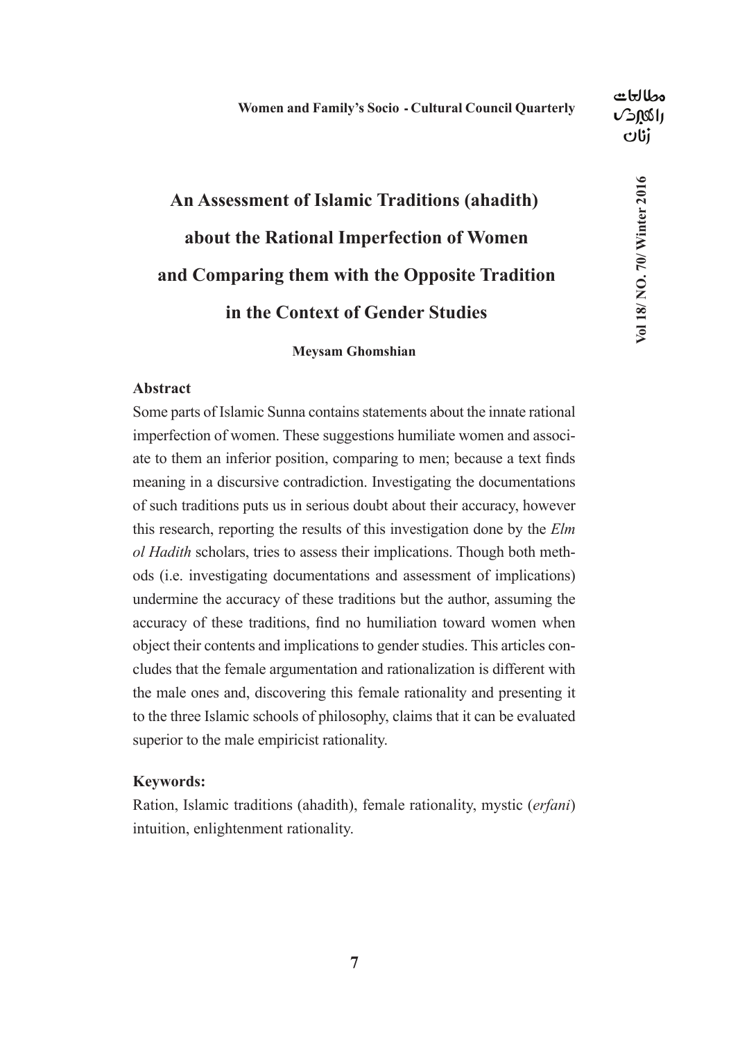# An Assessment of Islamic Traditions (ahadith) about the Rational Imperfection of Women and Comparing them with the Opposite Tradition in the Context of Gender Studies

**Meysam Ghomshian**

### Abstract

Some parts of Islamic Sunna contains statements about the innate rational imperfection of women. These suggestions humiliate women and associate to them an inferior position, comparing to men; because a text finds meaning in a discursive contradiction. Investigating the documentations of such traditions puts us in serious doubt about their accuracy, however this research, reporting the results of this investigation done by the *Elm ol Hadith* scholars, tries to assess their implications. Though both methods (i.e. investigating documentations and assessment of implications) undermine the accuracy of these traditions but the author, assuming the accuracy of these traditions, find no humiliation toward women when object their contents and implications to gender studies. This articles concludes that the female argumentation and rationalization is different with the male ones and, discovering this female rationality and presenting it to the three Islamic schools of philosophy, claims that it can be evaluated superior to the male empiricist rationality.

### Keywords:

Ration, Islamic traditions (ahadith), female rationality, mystic (*erfani*) intuition, enlightenment rationality.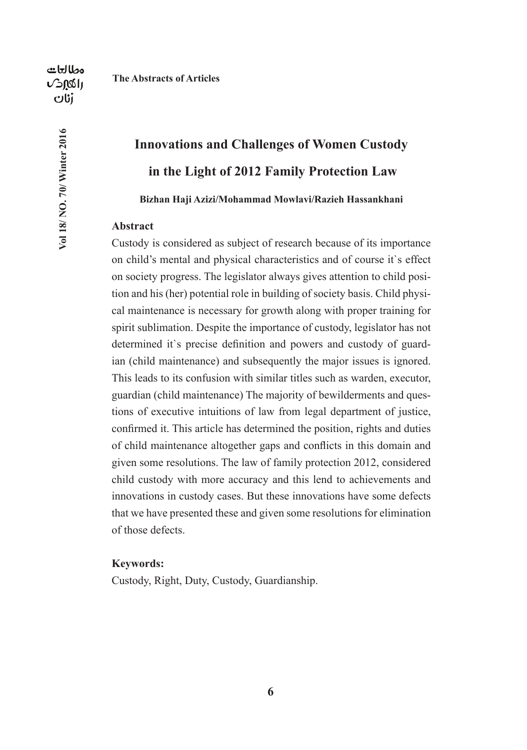# Innovations and Challenges of Women Custody in the Light of 2012 Family Protection Law

**Bizhan Haji Azizi/Mohammad Mowlavi/Razieh Hassankhani**

## Abstract

Custody is considered as subject of research because of its importance on child's mental and physical characteristics and of course it`s effect on society progress. The legislator always gives attention to child position and his (her) potential role in building of society basis. Child physical maintenance is necessary for growth along with proper training for spirit sublimation. Despite the importance of custody, legislator has not determined it`s precise definition and powers and custody of guardian (child maintenance) and subsequently the major issues is ignored. This leads to its confusion with similar titles such as warden, executor, guardian (child maintenance) The majority of bewilderments and questions of executive intuitions of law from legal department of justice, confirmed it. This article has determined the position, rights and duties of child maintenance altogether gaps and conflicts in this domain and given some resolutions. The law of family protection 2012, considered child custody with more accuracy and this lend to achievements and innovations in custody cases. But these innovations have some defects that we have presented these and given some resolutions for elimination of those defects.

**Keywords:**

Custody, Right, Duty, Custody, Guardianship.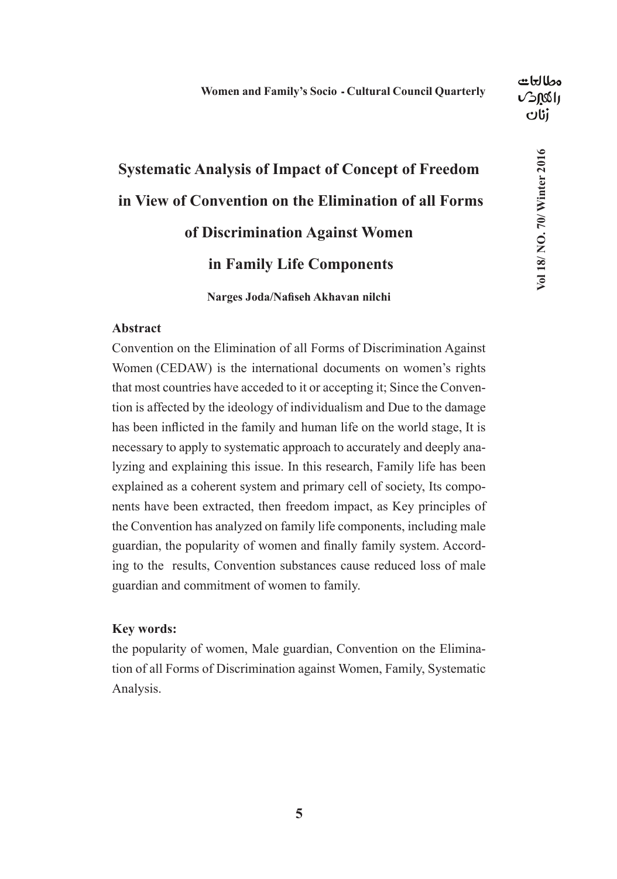# Systematic Analysis of Impact of Concept of Freedom in View of Convention on the Elimination of all Forms of Discrimination Against Women in Family Life Components

**Narges Joda/Nafiseh Akhavan nilchi**

## Abstract

Convention on the Elimination of all Forms of Discrimination Against Women (CEDAW) is the international documents on women's rights that most countries have acceded to it or accepting it; Since the Convention is affected by the ideology of individualism and Due to the damage has been inflicted in the family and human life on the world stage, It is necessary to apply to systematic approach to accurately and deeply analyzing and explaining this issue. In this research, Family life has been explained as a coherent system and primary cell of society, Its components have been extracted, then freedom impact, as Key principles of the Convention has analyzed on family life components, including male guardian, the popularity of women and finally family system. According to the results, Convention substances cause reduced loss of male guardian and commitment of women to family.

**Key words:**

the popularity of women, Male guardian, Convention on the Elimination of all Forms of Discrimination against Women, Family, Systematic Analysis.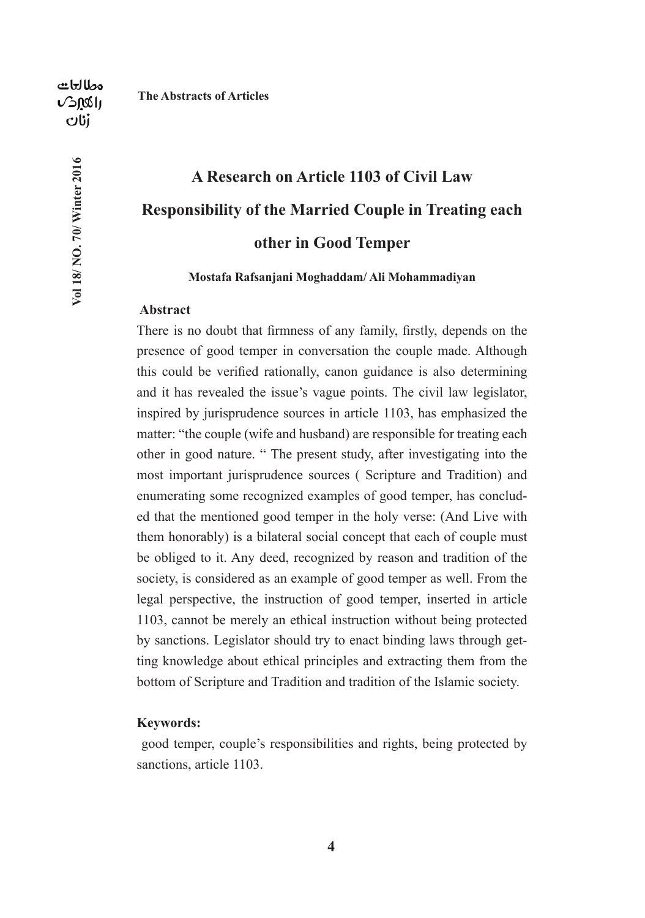# A Research on Article 1103 of Civil Law Responsibility of the Married Couple in Treating each other in Good Temper

**Mostafa Rafsanjani Moghaddam/ Ali Mohammadiyan**

### Abstract

There is no doubt that firmness of any family, firstly, depends on the presence of good temper in conversation the couple made. Although this could be verified rationally, canon guidance is also determining and it has revealed the issue's vague points. The civil law legislator, inspired by jurisprudence sources in article 1103, has emphasized the matter: "the couple (wife and husband) are responsible for treating each other in good nature. " The present study, after investigating into the most important jurisprudence sources ( Scripture and Tradition) and enumerating some recognized examples of good temper, has concluded that the mentioned good temper in the holy verse: (And Live with them honorably) is a bilateral social concept that each of couple must be obliged to it. Any deed, recognized by reason and tradition of the society, is considered as an example of good temper as well. From the legal perspective, the instruction of good temper, inserted in article 1103, cannot be merely an ethical instruction without being protected by sanctions. Legislator should try to enact binding laws through getting knowledge about ethical principles and extracting them from the bottom of Scripture and Tradition and tradition of the Islamic society.

**Keywords:**

good temper, couple's responsibilities and rights, being protected by sanctions, article 1103.